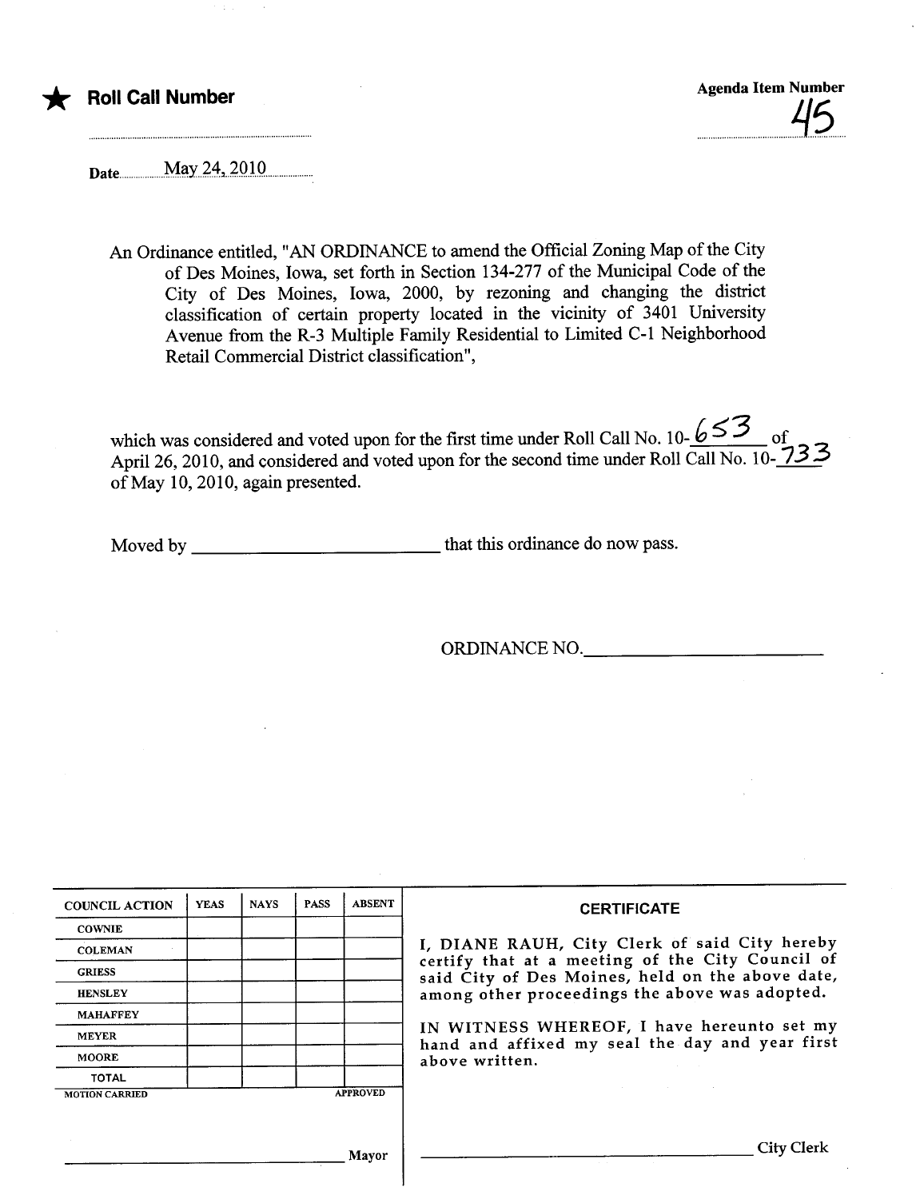★ **Roll Call Number**

Agenda Item Number

45

Date May 24, 2010

An Ordinance entitled, "AN ORDINANCE to amend the Official Zoning Map of the City of Des Moines, Iowa, set forth in Section 134-277 of the Municipal Code of the City of Des Moines, Iowa, 2000, by rezoning and changing the district classification of certain property located in the vicinity of 3401 University Avenue from the R-3 Multiple Family Residential to Limited C-1 Neighborhood Retail Commercial District classification",

which was considered and voted upon for the first time under Roll Call No. 10-653 of April 26, 2010, and considered and voted upon for the second time under Roll Call No. 10-733 of May 10, 2010, again presented.

Moved by ______________________ that this ordinance do now pass.

ORDINANCE NO.______________________

| COUNCIL ACTION | YEAS | NAYS | PASS | ABSENT |
|---|---|---|---|---|
| COWNIE | | | | |
| COLEMAN | | | | |
| GRIESS | | | | |
| HENSLEY | | | | |
| MAHAFFEY | | | | |
| MEYER | | | | |
| MOORE | | | | |
| TOTAL | | | | |

MOTION CARRIED APPROVED

______________________ Mayor

**CERTIFICATE**

I, DIANE RAUH, City Clerk of said City hereby certify that at a meeting of the City Council of said City of Des Moines, held on the above date, among other proceedings the above was adopted.

IN WITNESS WHEREOF, I have hereunto set my hand and affixed my seal the day and year first above written.

______________________ City Clerk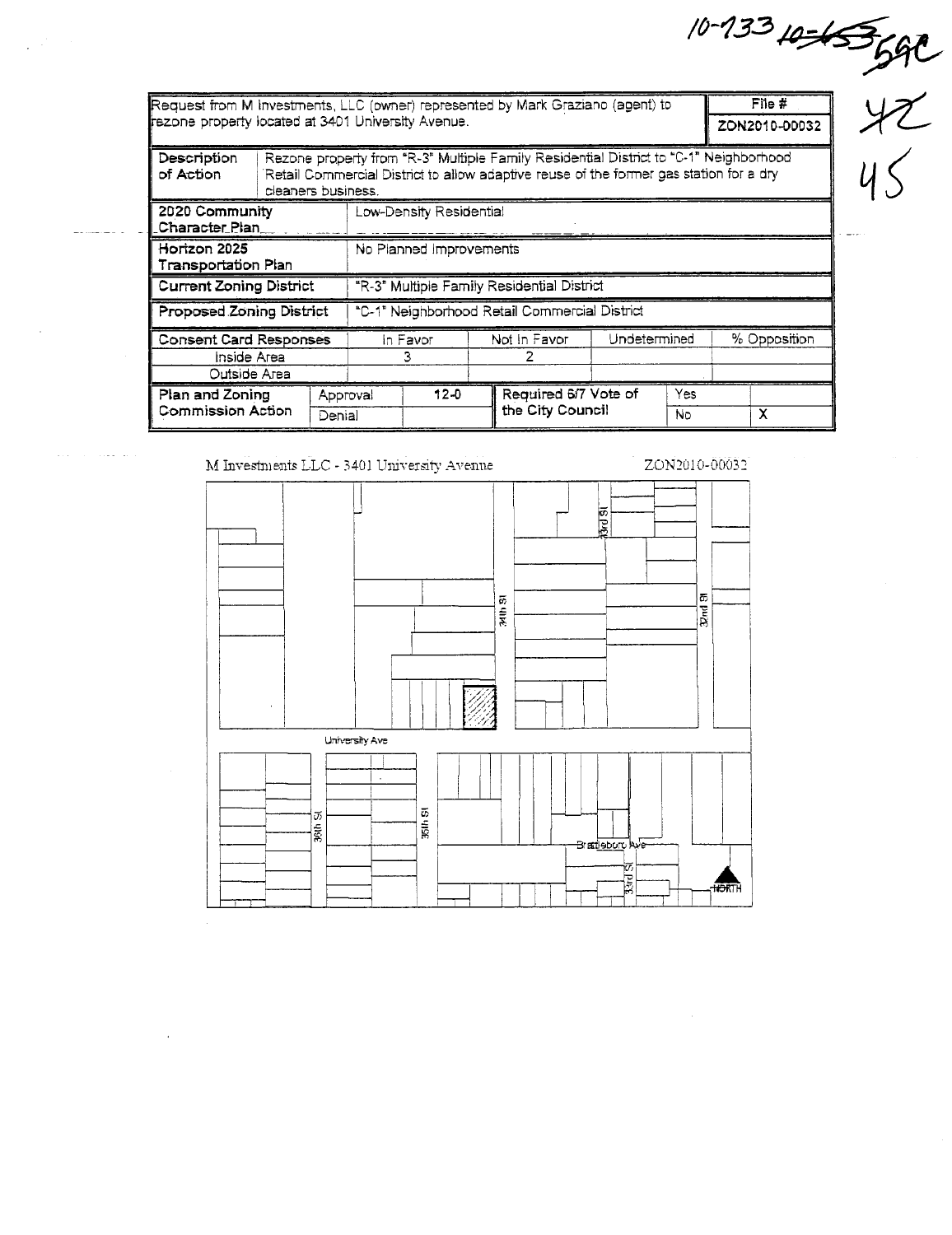10-733 ~~10-653~~ 59C

42

45

| Request from M Investments, LLC (owner) represented by Mark Graziano (agent) to rezone property located at 3401 University Avenue. | | | | | | File # ZON2010-00032 |
|---|---|---|---|---|---|---|
| Description of Action | Rezone property from "R-3" Multiple Family Residential District to "C-1" Neighborhood Retail Commercial District to allow adaptive reuse of the former gas station for a dry cleaners business. | | | | | |
| 2020 Community Character Plan | Low-Density Residential | | | | | |
| Horizon 2025 Transportation Plan | No Planned Improvements | | | | | |
| Current Zoning District | "R-3" Multiple Family Residential District | | | | | |
| Proposed Zoning District | "C-1" Neighborhood Retail Commercial District | | | | | |
| Consent Card Responses | In Favor | Not In Favor | Undetermined | % Opposition | | |
| Inside Area | 3 | 2 | | | | |
| Outside Area | | | | | | |
| Plan and Zoning Commission Action | Approval | 12-0 | Required 6/7 Vote of the City Council | Yes | | |
| | Denial | | | No | X | |

M Investments LLC - 3401 University Avenue

ZON2010-00032

University Ave

36th St

35th St

34th St

33rd St

32nd St

Brattleboro Ave

NORTH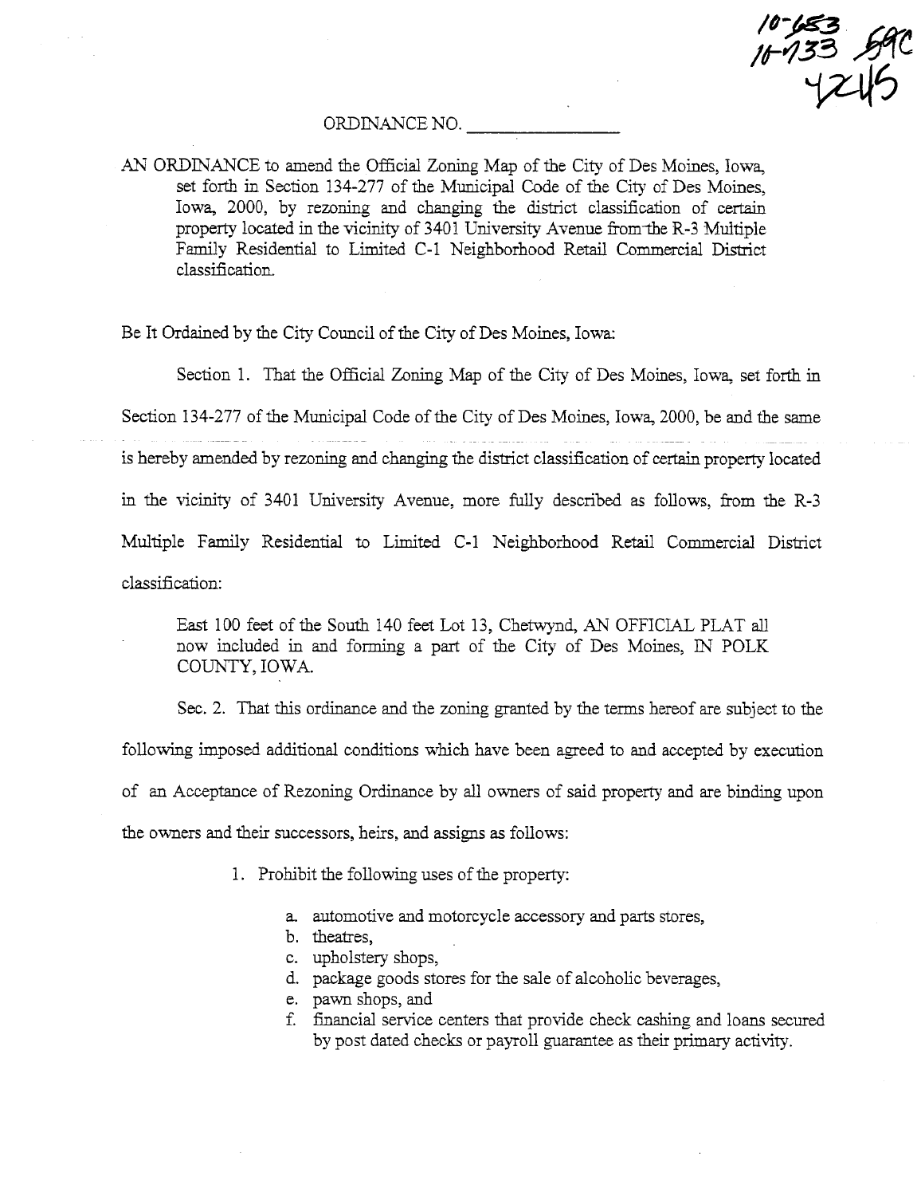10-653
10-733 59C
4245

ORDINANCE NO. \_\_\_\_\_\_\_\_\_\_\_\_\_\_\_

AN ORDINANCE to amend the Official Zoning Map of the City of Des Moines, Iowa, set forth in Section 134-277 of the Municipal Code of the City of Des Moines, Iowa, 2000, by rezoning and changing the district classification of certain property located in the vicinity of 3401 University Avenue from the R-3 Multiple Family Residential to Limited C-1 Neighborhood Retail Commercial District classification.

Be It Ordained by the City Council of the City of Des Moines, Iowa:

Section 1. That the Official Zoning Map of the City of Des Moines, Iowa, set forth in Section 134-277 of the Municipal Code of the City of Des Moines, Iowa, 2000, be and the same is hereby amended by rezoning and changing the district classification of certain property located in the vicinity of 3401 University Avenue, more fully described as follows, from the R-3 Multiple Family Residential to Limited C-1 Neighborhood Retail Commercial District classification:

> East 100 feet of the South 140 feet Lot 13, Chetwynd, AN OFFICIAL PLAT all now included in and forming a part of the City of Des Moines, IN POLK COUNTY, IOWA.

Sec. 2. That this ordinance and the zoning granted by the terms hereof are subject to the following imposed additional conditions which have been agreed to and accepted by execution of an Acceptance of Rezoning Ordinance by all owners of said property and are binding upon the owners and their successors, heirs, and assigns as follows:

1. Prohibit the following uses of the property:

    a. automotive and motorcycle accessory and parts stores,
    b. theatres,
    c. upholstery shops,
    d. package goods stores for the sale of alcoholic beverages,
    e. pawn shops, and
    f. financial service centers that provide check cashing and loans secured by post dated checks or payroll guarantee as their primary activity.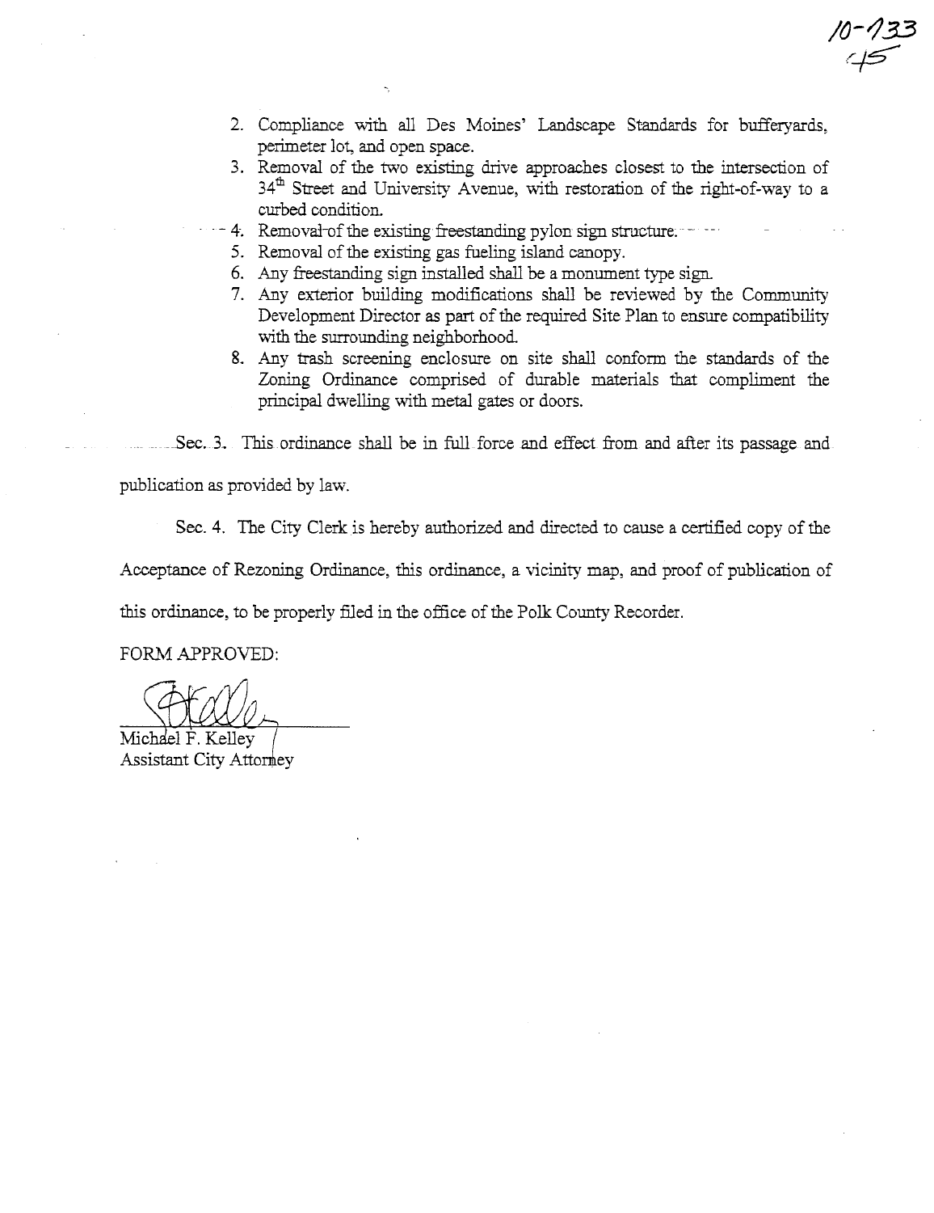10-733

45

2. Compliance with all Des Moines' Landscape Standards for bufferyards, perimeter lot, and open space.
3. Removal of the two existing drive approaches closest to the intersection of 34th Street and University Avenue, with restoration of the right-of-way to a curbed condition.
4. Removal of the existing freestanding pylon sign structure.
5. Removal of the existing gas fueling island canopy.
6. Any freestanding sign installed shall be a monument type sign.
7. Any exterior building modifications shall be reviewed by the Community Development Director as part of the required Site Plan to ensure compatibility with the surrounding neighborhood.
8. Any trash screening enclosure on site shall conform the standards of the Zoning Ordinance comprised of durable materials that compliment the principal dwelling with metal gates or doors.

Sec. 3. This ordinance shall be in full force and effect from and after its passage and publication as provided by law.

Sec. 4. The City Clerk is hereby authorized and directed to cause a certified copy of the Acceptance of Rezoning Ordinance, this ordinance, a vicinity map, and proof of publication of this ordinance, to be properly filed in the office of the Polk County Recorder.

FORM APPROVED:

Michael F. Kelley
Assistant City Attorney